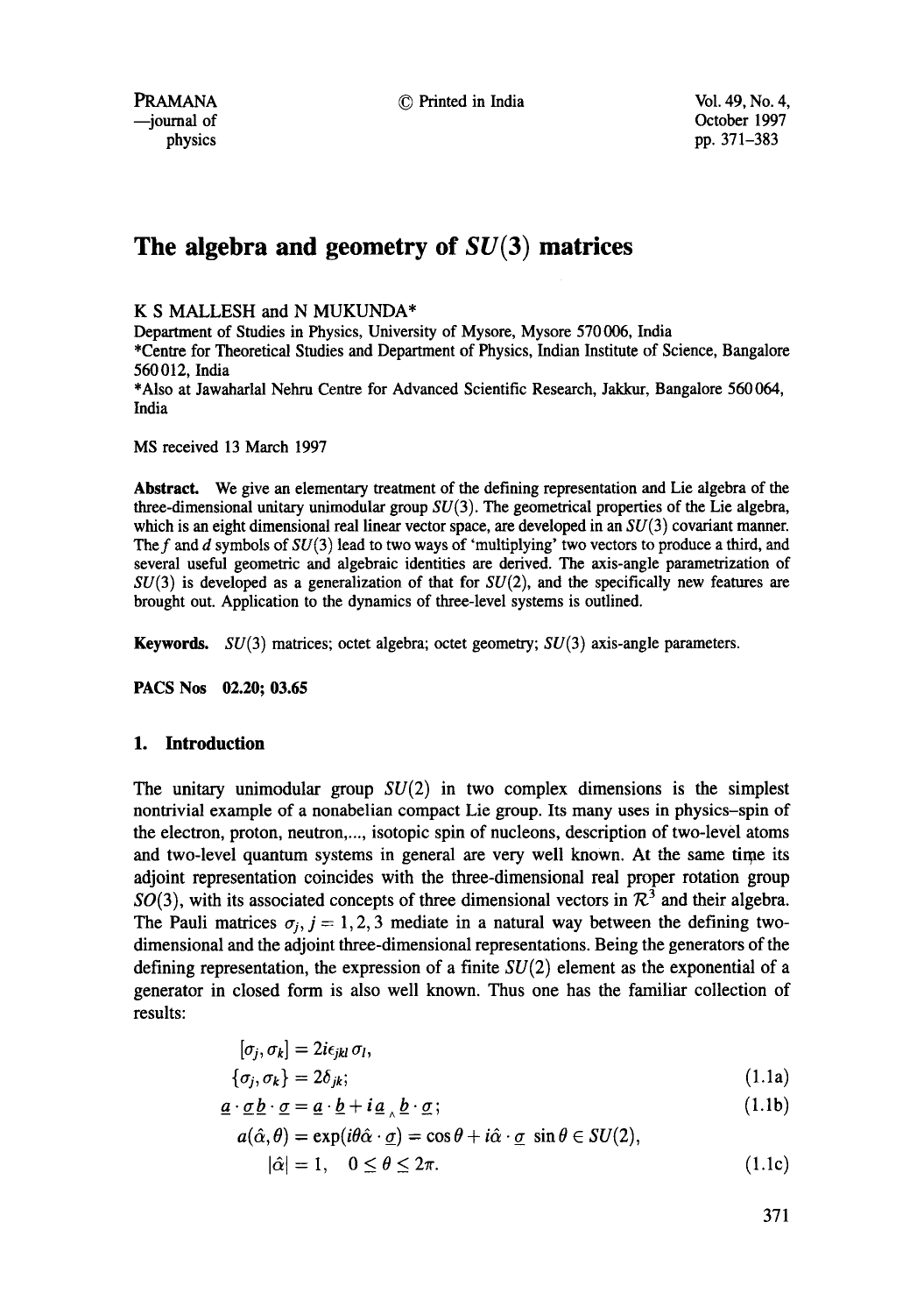# The algebra and geometry of $SU(3)$ matrices

K S MALLESH and N MUKUNDA*

Department of Studies in Physics, University of Mysore, Mysore 570 006, India

*Centre for Theoretical Studies and Department of Physics, Indian Institute of Science, Bangalore 560 012, India

*Also at Jawaharlal Nehru Centre for Advanced Scientific Research, Jakkur, Bangalore 560 064, India

MS received 13 March 1997

**Abstract.** We give an elementary treatment of the defining representation and Lie algebra of the three-dimensional unitary unimodular group $SU(3)$. The geometrical properties of the Lie algebra, which is an eight dimensional real linear vector space, are developed in an $SU(3)$ covariant manner. The $f$ and $d$ symbols of $SU(3)$ lead to two ways of 'multiplying' two vectors to produce a third, and several useful geometric and algebraic identities are derived. The axis-angle parametrization of $SU(3)$ is developed as a generalization of that for $SU(2)$, and the specifically new features are brought out. Application to the dynamics of three-level systems is outlined.

**Keywords.** $SU(3)$ matrices; octet algebra; octet geometry; $SU(3)$ axis-angle parameters.

**PACS Nos 02.20; 03.65**

## 1. Introduction

The unitary unimodular group $SU(2)$ in two complex dimensions is the simplest nontrivial example of a nonabelian compact Lie group. Its many uses in physics–spin of the electron, proton, neutron,..., isotopic spin of nucleons, description of two-level atoms and two-level quantum systems in general are very well known. At the same time its adjoint representation coincides with the three-dimensional real proper rotation group $SO(3)$, with its associated concepts of three dimensional vectors in $\mathcal{R}^3$ and their algebra. The Pauli matrices $\sigma_j, j = 1, 2, 3$ mediate in a natural way between the defining two-dimensional and the adjoint three-dimensional representations. Being the generators of the defining representation, the expression of a finite $SU(2)$ element as the exponential of a generator in closed form is also well known. Thus one has the familiar collection of results:

$$
\begin{aligned}
&[\sigma_j, \sigma_k] = 2i\epsilon_{jkl}\,\sigma_l, \\
&\{\sigma_j, \sigma_k\} = 2\delta_{jk}; \qquad (1.1a)\\
&\underline{a} \cdot \underline{\sigma}\, \underline{b} \cdot \underline{\sigma} = \underline{a} \cdot \underline{b} + i\, \underline{a} \wedge \underline{b} \cdot \underline{\sigma}; \qquad (1.1b)\\
&a(\hat{\alpha}, \theta) = \exp(i\theta\hat{\alpha} \cdot \underline{\sigma}) = \cos\theta + i\hat{\alpha} \cdot \underline{\sigma}\, \sin\theta \in SU(2), \\
&\qquad |\hat{\alpha}| = 1, \quad 0 \leq \theta \leq 2\pi. \qquad (1.1c)
\end{aligned}
$$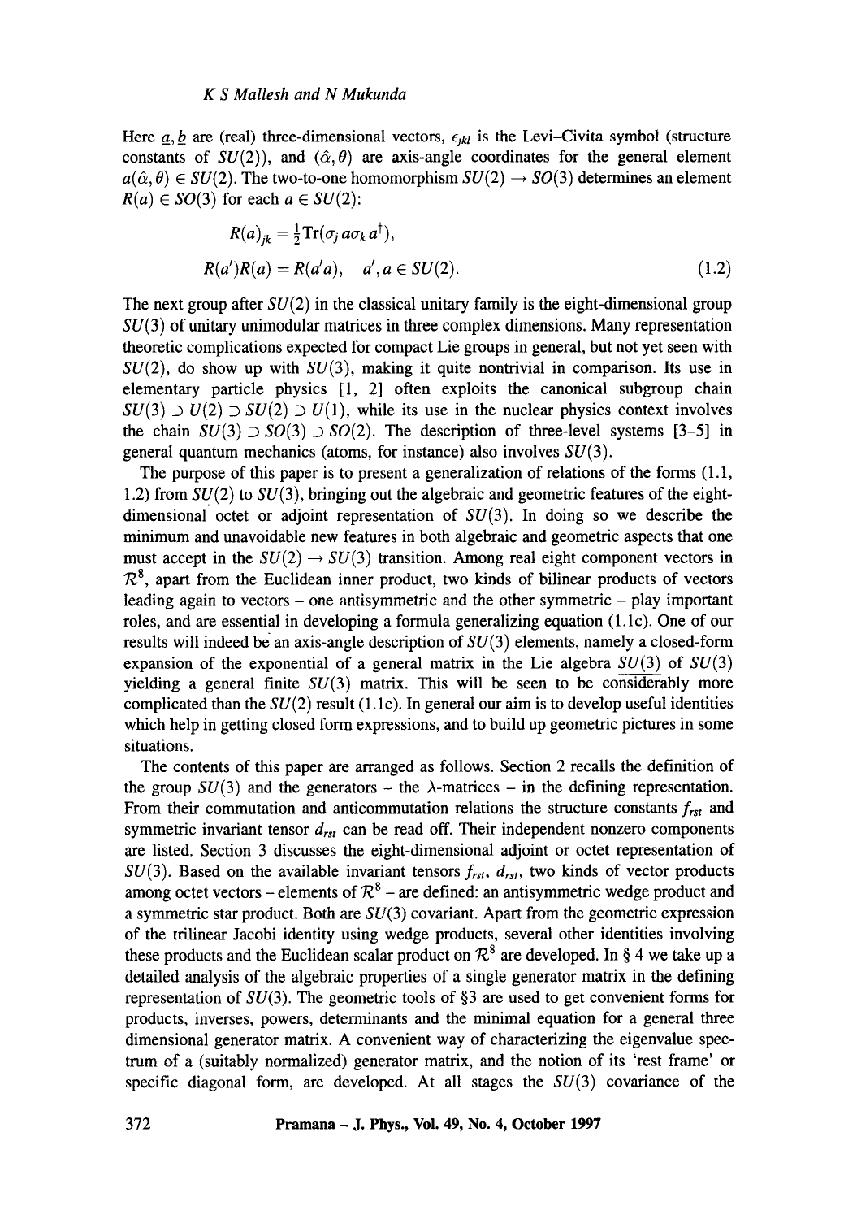Here $\underline{a}, \underline{b}$ are (real) three-dimensional vectors, $\epsilon_{jkl}$ is the Levi–Civita symbol (structure constants of $SU(2)$), and $(\hat{\alpha}, \theta)$ are axis-angle coordinates for the general element $a(\hat{\alpha}, \theta) \in SU(2)$. The two-to-one homomorphism $SU(2) \to SO(3)$ determines an element $R(a) \in SO(3)$ for each $a \in SU(2)$:

$$R(a)_{jk} = \tfrac{1}{2}\mathrm{Tr}(\sigma_j a \sigma_k a^\dagger),$$

$$R(a')R(a) = R(a'a), \quad a', a \in SU(2). \tag{1.2}$$

The next group after $SU(2)$ in the classical unitary family is the eight-dimensional group $SU(3)$ of unitary unimodular matrices in three complex dimensions. Many representation theoretic complications expected for compact Lie groups in general, but not yet seen with $SU(2)$, do show up with $SU(3)$, making it quite nontrivial in comparison. Its use in elementary particle physics [1, 2] often exploits the canonical subgroup chain $SU(3) \supset U(2) \supset SU(2) \supset U(1)$, while its use in the nuclear physics context involves the chain $SU(3) \supset SO(3) \supset SO(2)$. The description of three-level systems [3–5] in general quantum mechanics (atoms, for instance) also involves $SU(3)$.

The purpose of this paper is to present a generalization of relations of the forms (1.1, 1.2) from $SU(2)$ to $SU(3)$, bringing out the algebraic and geometric features of the eight-dimensional octet or adjoint representation of $SU(3)$. In doing so we describe the minimum and unavoidable new features in both algebraic and geometric aspects that one must accept in the $SU(2) \to SU(3)$ transition. Among real eight component vectors in $\mathcal{R}^8$, apart from the Euclidean inner product, two kinds of bilinear products of vectors leading again to vectors – one antisymmetric and the other symmetric – play important roles, and are essential in developing a formula generalizing equation (1.1c). One of our results will indeed be an axis-angle description of $SU(3)$ elements, namely a closed-form expansion of the exponential of a general matrix in the Lie algebra $\underline{SU(3)}$ of $SU(3)$ yielding a general finite $SU(3)$ matrix. This will be seen to be considerably more complicated than the $SU(2)$ result (1.1c). In general our aim is to develop useful identities which help in getting closed form expressions, and to build up geometric pictures in some situations.

The contents of this paper are arranged as follows. Section 2 recalls the definition of the group $SU(3)$ and the generators – the $\lambda$-matrices – in the defining representation. From their commutation and anticommutation relations the structure constants $f_{rst}$ and symmetric invariant tensor $d_{rst}$ can be read off. Their independent nonzero components are listed. Section 3 discusses the eight-dimensional adjoint or octet representation of $SU(3)$. Based on the available invariant tensors $f_{rst}$, $d_{rst}$, two kinds of vector products among octet vectors – elements of $\mathcal{R}^8$ – are defined: an antisymmetric wedge product and a symmetric star product. Both are $SU(3)$ covariant. Apart from the geometric expression of the trilinear Jacobi identity using wedge products, several other identities involving these products and the Euclidean scalar product on $\mathcal{R}^8$ are developed. In § 4 we take up a detailed analysis of the algebraic properties of a single generator matrix in the defining representation of $SU(3)$. The geometric tools of §3 are used to get convenient forms for products, inverses, powers, determinants and the minimal equation for a general three dimensional generator matrix. A convenient way of characterizing the eigenvalue spectrum of a (suitably normalized) generator matrix, and the notion of its 'rest frame' or specific diagonal form, are developed. At all stages the $SU(3)$ covariance of the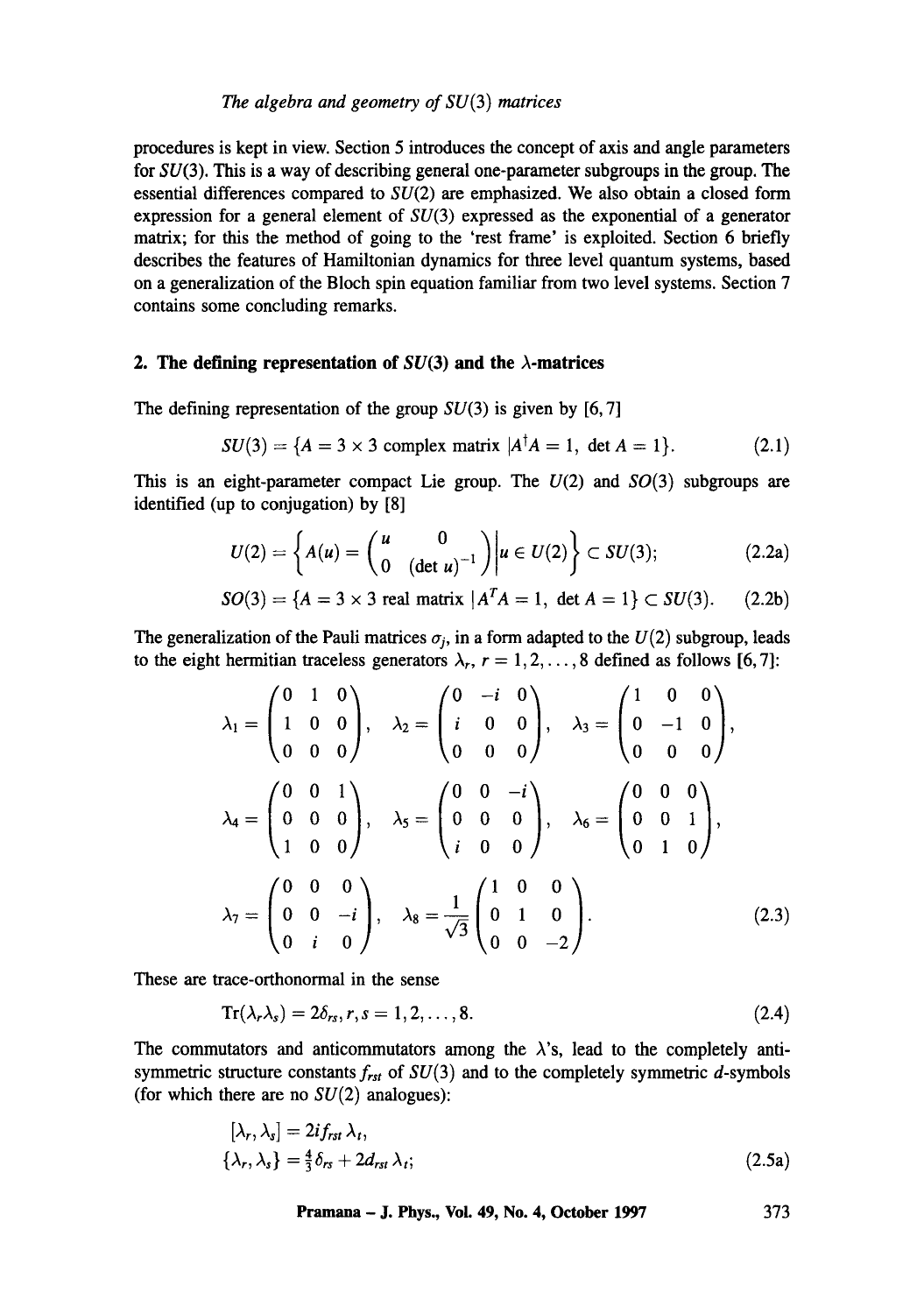procedures is kept in view. Section 5 introduces the concept of axis and angle parameters for $SU(3)$. This is a way of describing general one-parameter subgroups in the group. The essential differences compared to $SU(2)$ are emphasized. We also obtain a closed form expression for a general element of $SU(3)$ expressed as the exponential of a generator matrix; for this the method of going to the 'rest frame' is exploited. Section 6 briefly describes the features of Hamiltonian dynamics for three level quantum systems, based on a generalization of the Bloch spin equation familiar from two level systems. Section 7 contains some concluding remarks.

## 2. The defining representation of $SU(3)$ and the $\lambda$-matrices

The defining representation of the group $SU(3)$ is given by [6, 7]

$$SU(3) = \{A = 3 \times 3 \text{ complex matrix } | A^{\dagger}A = 1, \ \det A = 1\}. \tag{2.1}$$

This is an eight-parameter compact Lie group. The $U(2)$ and $SO(3)$ subgroups are identified (up to conjugation) by [8]

$$U(2) = \left\{ A(u) = \begin{pmatrix} u & 0 \\ 0 & (\det u)^{-1} \end{pmatrix} \middle| u \in U(2) \right\} \subset SU(3); \tag{2.2a}$$

$$SO(3) = \{A = 3 \times 3 \text{ real matrix } | A^{T}A = 1, \ \det A = 1\} \subset SU(3). \tag{2.2b}$$

The generalization of the Pauli matrices $\sigma_j$, in a form adapted to the $U(2)$ subgroup, leads to the eight hermitian traceless generators $\lambda_r$, $r = 1, 2, \ldots, 8$ defined as follows [6, 7]:

$$\lambda_1 = \begin{pmatrix} 0 & 1 & 0 \\ 1 & 0 & 0 \\ 0 & 0 & 0 \end{pmatrix}, \quad \lambda_2 = \begin{pmatrix} 0 & -i & 0 \\ i & 0 & 0 \\ 0 & 0 & 0 \end{pmatrix}, \quad \lambda_3 = \begin{pmatrix} 1 & 0 & 0 \\ 0 & -1 & 0 \\ 0 & 0 & 0 \end{pmatrix},$$

$$\lambda_4 = \begin{pmatrix} 0 & 0 & 1 \\ 0 & 0 & 0 \\ 1 & 0 & 0 \end{pmatrix}, \quad \lambda_5 = \begin{pmatrix} 0 & 0 & -i \\ 0 & 0 & 0 \\ i & 0 & 0 \end{pmatrix}, \quad \lambda_6 = \begin{pmatrix} 0 & 0 & 0 \\ 0 & 0 & 1 \\ 0 & 1 & 0 \end{pmatrix},$$

$$\lambda_7 = \begin{pmatrix} 0 & 0 & 0 \\ 0 & 0 & -i \\ 0 & i & 0 \end{pmatrix}, \quad \lambda_8 = \frac{1}{\sqrt{3}} \begin{pmatrix} 1 & 0 & 0 \\ 0 & 1 & 0 \\ 0 & 0 & -2 \end{pmatrix}. \tag{2.3}$$

These are trace-orthonormal in the sense

$$\mathrm{Tr}(\lambda_r \lambda_s) = 2\delta_{rs}, r, s = 1, 2, \ldots, 8. \tag{2.4}$$

The commutators and anticommutators among the $\lambda$'s, lead to the completely antisymmetric structure constants $f_{rst}$ of $SU(3)$ and to the completely symmetric $d$-symbols (for which there are no $SU(2)$ analogues):

$$\begin{aligned} [\lambda_r, \lambda_s] &= 2i f_{rst} \lambda_t, \\ \{\lambda_r, \lambda_s\} &= \tfrac{4}{3}\delta_{rs} + 2d_{rst} \lambda_t; \end{aligned} \tag{2.5a}$$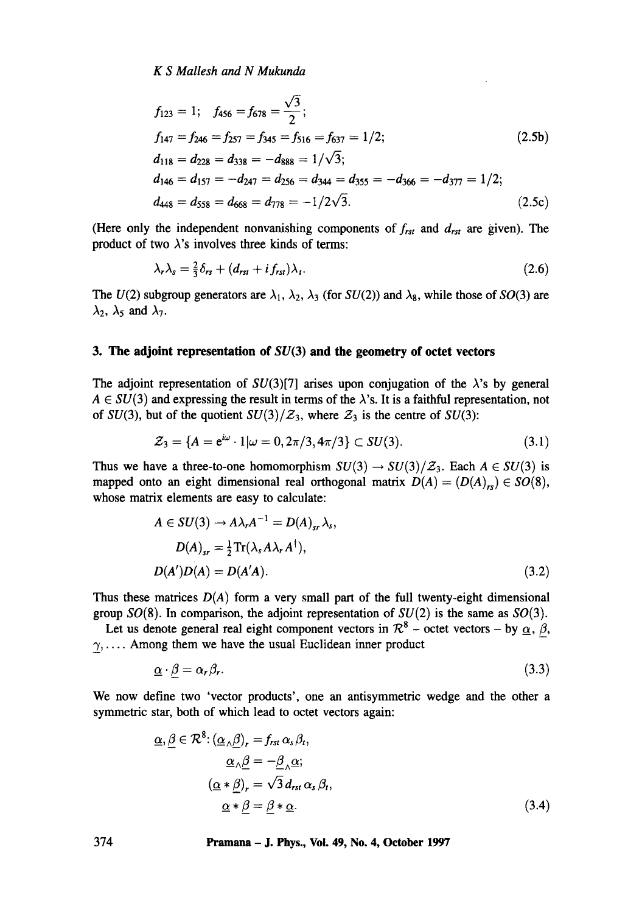$$f_{123} = 1; \quad f_{456} = f_{678} = \frac{\sqrt{3}}{2};$$

$$f_{147} = f_{246} = f_{257} = f_{345} = f_{516} = f_{637} = 1/2; \tag{2.5b}$$

$$d_{118} = d_{228} = d_{338} = -d_{888} = 1/\sqrt{3};$$

$$d_{146} = d_{157} = -d_{247} = d_{256} = d_{344} = d_{355} = -d_{366} = -d_{377} = 1/2;$$

$$d_{448} = d_{558} = d_{668} = d_{778} = -1/2\sqrt{3}. \tag{2.5c}$$

(Here only the independent nonvanishing components of $f_{rst}$ and $d_{rst}$ are given). The product of two $\lambda$'s involves three kinds of terms:

$$\lambda_r \lambda_s = \tfrac{2}{3}\delta_{rs} + (d_{rst} + i f_{rst})\lambda_t. \tag{2.6}$$

The $U(2)$ subgroup generators are $\lambda_1$, $\lambda_2$, $\lambda_3$ (for $SU(2)$) and $\lambda_8$, while those of $SO(3)$ are $\lambda_2$, $\lambda_5$ and $\lambda_7$.

## 3. The adjoint representation of $SU(3)$ and the geometry of octet vectors

The adjoint representation of $SU(3)$[7] arises upon conjugation of the $\lambda$'s by general $A \in SU(3)$ and expressing the result in terms of the $\lambda$'s. It is a faithful representation, not of $SU(3)$, but of the quotient $SU(3)/\mathcal{Z}_3$, where $\mathcal{Z}_3$ is the centre of $SU(3)$:

$$\mathcal{Z}_3 = \{A = e^{i\omega} \cdot 1 | \omega = 0, 2\pi/3, 4\pi/3\} \subset SU(3). \tag{3.1}$$

Thus we have a three-to-one homomorphism $SU(3) \to SU(3)/\mathcal{Z}_3$. Each $A \in SU(3)$ is mapped onto an eight dimensional real orthogonal matrix $D(A) = (D(A)_{rs}) \in SO(8)$, whose matrix elements are easy to calculate:

$$\begin{aligned}
A \in SU(3) \to A\lambda_r A^{-1} &= D(A)_{sr}\lambda_s, \\
D(A)_{sr} &= \tfrac{1}{2}\mathrm{Tr}(\lambda_s A \lambda_r A^{\dagger}), \\
D(A')D(A) &= D(A'A).
\end{aligned} \tag{3.2}$$

Thus these matrices $D(A)$ form a very small part of the full twenty-eight dimensional group $SO(8)$. In comparison, the adjoint representation of $SU(2)$ is the same as $SO(3)$.

Let us denote general real eight component vectors in $\mathcal{R}^8$ – octet vectors – by $\underline{\alpha}$, $\underline{\beta}$, $\underline{\gamma}, \ldots$. Among them we have the usual Euclidean inner product

$$\underline{\alpha} \cdot \underline{\beta} = \alpha_r \beta_r. \tag{3.3}$$

We now define two 'vector products', one an antisymmetric wedge and the other a symmetric star, both of which lead to octet vectors again:

$$\begin{aligned}
\underline{\alpha}, \underline{\beta} \in \mathcal{R}^8 : (\underline{\alpha}_\wedge \underline{\beta})_r &= f_{rst}\alpha_s \beta_t, \\
\underline{\alpha}_\wedge \underline{\beta} &= -\underline{\beta}_\wedge \underline{\alpha}; \\
(\underline{\alpha} * \underline{\beta})_r &= \sqrt{3}\, d_{rst}\alpha_s \beta_t, \\
\underline{\alpha} * \underline{\beta} &= \underline{\beta} * \underline{\alpha}.
\end{aligned} \tag{3.4}$$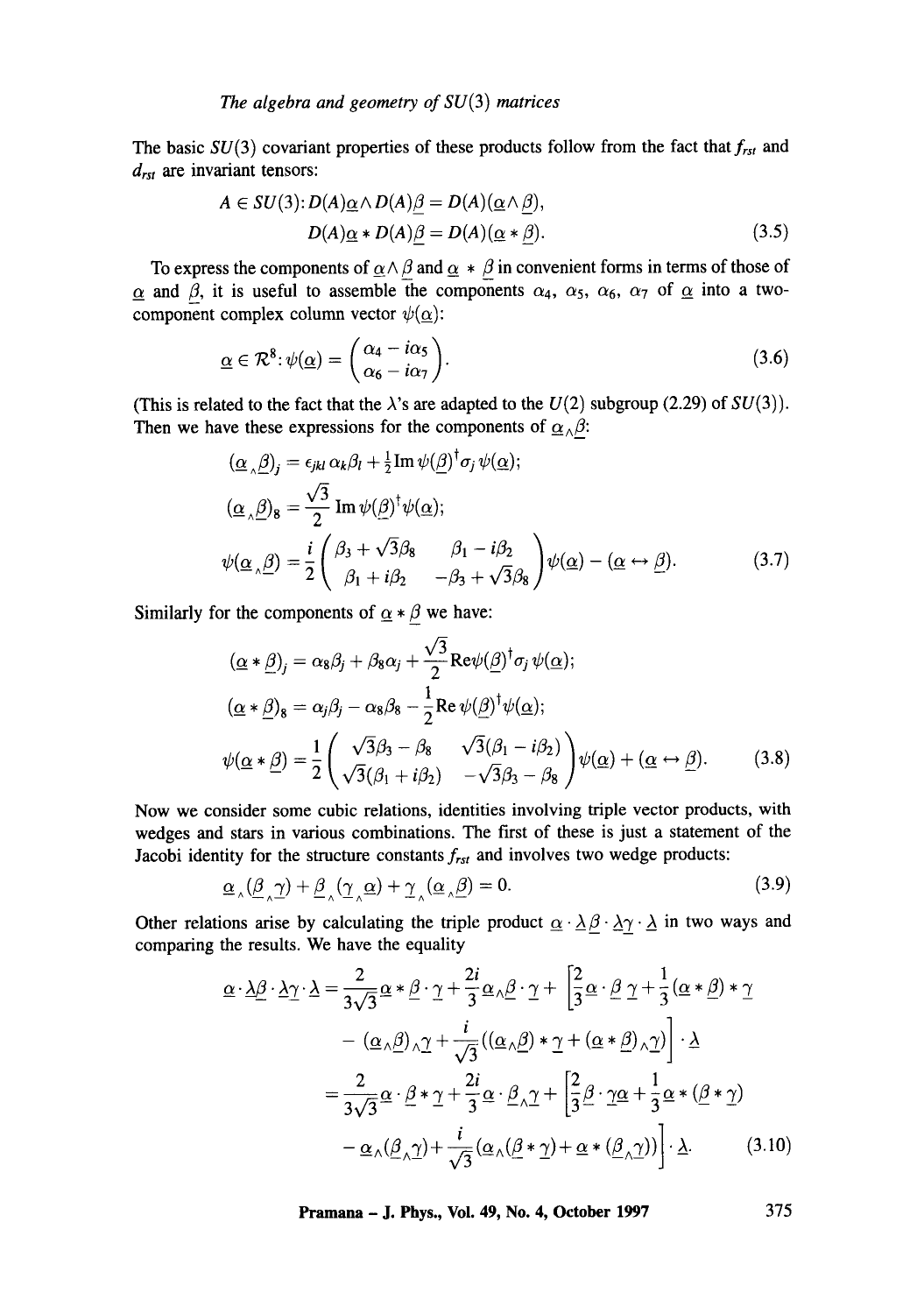The basic $SU(3)$ covariant properties of these products follow from the fact that $f_{rst}$ and $d_{rst}$ are invariant tensors:

$$A \in SU(3): D(A)\underline{\alpha} \wedge D(A)\underline{\beta} = D(A)(\underline{\alpha} \wedge \underline{\beta}),$$
$$D(A)\underline{\alpha} * D(A)\underline{\beta} = D(A)(\underline{\alpha} * \underline{\beta}). \tag{3.5}$$

To express the components of $\underline{\alpha} \wedge \underline{\beta}$ and $\underline{\alpha} * \underline{\beta}$ in convenient forms in terms of those of $\underline{\alpha}$ and $\underline{\beta}$, it is useful to assemble the components $\alpha_4$, $\alpha_5$, $\alpha_6$, $\alpha_7$ of $\underline{\alpha}$ into a two-component complex column vector $\psi(\underline{\alpha})$:

$$\underline{\alpha} \in \mathcal{R}^8: \psi(\underline{\alpha}) = \begin{pmatrix} \alpha_4 - i\alpha_5 \\ \alpha_6 - i\alpha_7 \end{pmatrix}. \tag{3.6}$$

(This is related to the fact that the $\lambda$'s are adapted to the $U(2)$ subgroup (2.29) of $SU(3)$). Then we have these expressions for the components of $\underline{\alpha}_\wedge \underline{\beta}$:

$$(\underline{\alpha}_\wedge \underline{\beta})_j = \epsilon_{jkl}\, \alpha_k \beta_l + \tfrac{1}{2} \mathrm{Im}\, \psi(\underline{\beta})^\dagger \sigma_j\, \psi(\underline{\alpha});$$
$$(\underline{\alpha}_\wedge \underline{\beta})_8 = \frac{\sqrt{3}}{2} \,\mathrm{Im}\, \psi(\underline{\beta})^\dagger \psi(\underline{\alpha});$$
$$\psi(\underline{\alpha}_\wedge \underline{\beta}) = \frac{i}{2} \begin{pmatrix} \beta_3 + \sqrt{3}\beta_8 & \beta_1 - i\beta_2 \\ \beta_1 + i\beta_2 & -\beta_3 + \sqrt{3}\beta_8 \end{pmatrix} \psi(\underline{\alpha}) - (\underline{\alpha} \leftrightarrow \underline{\beta}). \tag{3.7}$$

Similarly for the components of $\underline{\alpha} * \underline{\beta}$ we have:

$$(\underline{\alpha} * \underline{\beta})_j = \alpha_8 \beta_j + \beta_8 \alpha_j + \frac{\sqrt{3}}{2} \mathrm{Re} \psi(\underline{\beta})^\dagger \sigma_j\, \psi(\underline{\alpha});$$
$$(\underline{\alpha} * \underline{\beta})_8 = \alpha_j \beta_j - \alpha_8 \beta_8 - \frac{1}{2} \mathrm{Re}\, \psi(\underline{\beta})^\dagger \psi(\underline{\alpha});$$
$$\psi(\underline{\alpha} * \underline{\beta}) = \frac{1}{2} \begin{pmatrix} \sqrt{3}\beta_3 - \beta_8 & \sqrt{3}(\beta_1 - i\beta_2) \\ \sqrt{3}(\beta_1 + i\beta_2) & -\sqrt{3}\beta_3 - \beta_8 \end{pmatrix} \psi(\underline{\alpha}) + (\underline{\alpha} \leftrightarrow \underline{\beta}). \tag{3.8}$$

Now we consider some cubic relations, identities involving triple vector products, with wedges and stars in various combinations. The first of these is just a statement of the Jacobi identity for the structure constants $f_{rst}$ and involves two wedge products:

$$\underline{\alpha}_\wedge (\underline{\beta}_\wedge \underline{\gamma}) + \underline{\beta}_\wedge (\underline{\gamma}_\wedge \underline{\alpha}) + \underline{\gamma}_\wedge (\underline{\alpha}_\wedge \underline{\beta}) = 0. \tag{3.9}$$

Other relations arise by calculating the triple product $\underline{\alpha} \cdot \underline{\lambda} \underline{\beta} \cdot \underline{\lambda} \underline{\gamma} \cdot \underline{\lambda}$ in two ways and comparing the results. We have the equality

$$\begin{aligned}
\underline{\alpha} \cdot \underline{\lambda} \underline{\beta} \cdot \underline{\lambda} \underline{\gamma} \cdot \underline{\lambda} &= \frac{2}{3\sqrt{3}} \underline{\alpha} * \underline{\beta} \cdot \underline{\gamma} + \frac{2i}{3} \underline{\alpha}_\wedge \underline{\beta} \cdot \underline{\gamma} + \Big[ \frac{2}{3} \underline{\alpha} \cdot \underline{\beta}\, \underline{\gamma} + \frac{1}{3} (\underline{\alpha} * \underline{\beta}) * \underline{\gamma} \\
&\quad - (\underline{\alpha}_\wedge \underline{\beta})_\wedge \underline{\gamma} + \frac{i}{\sqrt{3}} ((\underline{\alpha}_\wedge \underline{\beta}) * \underline{\gamma} + (\underline{\alpha} * \underline{\beta})_\wedge \underline{\gamma}) \Big] \cdot \underline{\lambda} \\
&= \frac{2}{3\sqrt{3}} \underline{\alpha} \cdot \underline{\beta} * \underline{\gamma} + \frac{2i}{3} \underline{\alpha} \cdot \underline{\beta}_\wedge \underline{\gamma} + \Big[ \frac{2}{3} \underline{\beta} \cdot \underline{\gamma} \underline{\alpha} + \frac{1}{3} \underline{\alpha} * (\underline{\beta} * \underline{\gamma}) \\
&\quad - \underline{\alpha}_\wedge (\underline{\beta}_\wedge \underline{\gamma}) + \frac{i}{\sqrt{3}} (\underline{\alpha}_\wedge (\underline{\beta} * \underline{\gamma}) + \underline{\alpha} * (\underline{\beta}_\wedge \underline{\gamma})) \Big] \cdot \underline{\lambda}.
\end{aligned} \tag{3.10}$$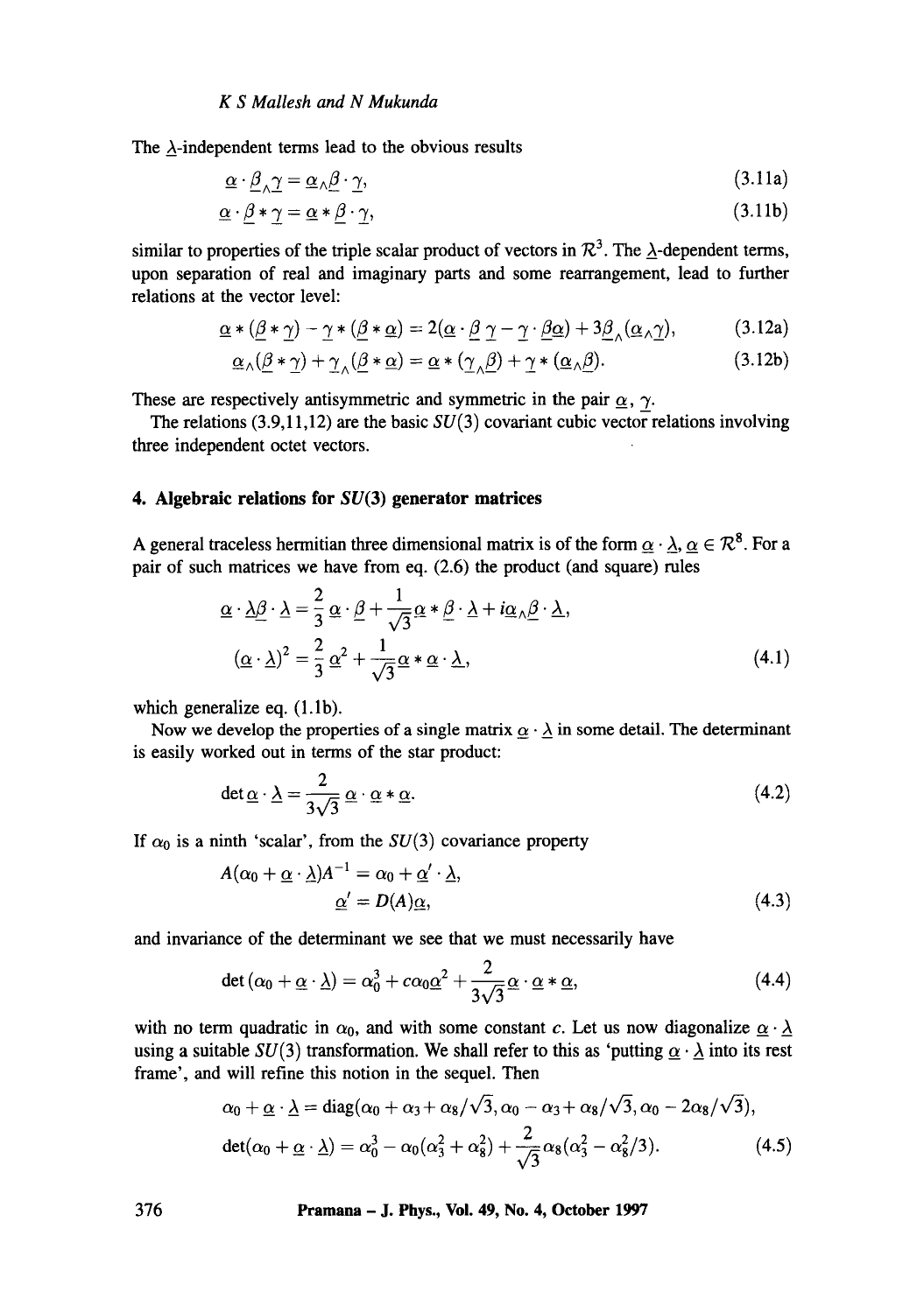The $\underline{\lambda}$-independent terms lead to the obvious results

$$\underline{\alpha} \cdot \underline{\beta}_{\wedge} \underline{\gamma} = \underline{\alpha}_{\wedge} \underline{\beta} \cdot \underline{\gamma}, \tag{3.11a}$$

$$\underline{\alpha} \cdot \underline{\beta} * \underline{\gamma} = \underline{\alpha} * \underline{\beta} \cdot \underline{\gamma}, \tag{3.11b}$$

similar to properties of the triple scalar product of vectors in $\mathcal{R}^3$. The $\underline{\lambda}$-dependent terms, upon separation of real and imaginary parts and some rearrangement, lead to further relations at the vector level:

$$\underline{\alpha} * (\underline{\beta} * \underline{\gamma}) - \underline{\gamma} * (\underline{\beta} * \underline{\alpha}) = 2(\underline{\alpha} \cdot \underline{\beta}\, \underline{\gamma} - \underline{\gamma} \cdot \underline{\beta}\underline{\alpha}) + 3\underline{\beta}_{\wedge}(\underline{\alpha}_{\wedge}\underline{\gamma}), \tag{3.12a}$$

$$\underline{\alpha}_{\wedge}(\underline{\beta} * \underline{\gamma}) + \underline{\gamma}_{\wedge}(\underline{\beta} * \underline{\alpha}) = \underline{\alpha} * (\underline{\gamma}_{\wedge}\underline{\beta}) + \underline{\gamma} * (\underline{\alpha}_{\wedge}\underline{\beta}). \tag{3.12b}$$

These are respectively antisymmetric and symmetric in the pair $\underline{\alpha}$, $\underline{\gamma}$.

The relations (3.9,11,12) are the basic $SU(3)$ covariant cubic vector relations involving three independent octet vectors.

## 4. Algebraic relations for $SU(3)$ generator matrices

A general traceless hermitian three dimensional matrix is of the form $\underline{\alpha} \cdot \underline{\lambda}$, $\underline{\alpha} \in \mathcal{R}^8$. For a pair of such matrices we have from eq. (2.6) the product (and square) rules

$$\begin{aligned}
\underline{\alpha} \cdot \underline{\lambda}\underline{\beta} \cdot \underline{\lambda} &= \frac{2}{3}\,\underline{\alpha} \cdot \underline{\beta} + \frac{1}{\sqrt{3}}\underline{\alpha} * \underline{\beta} \cdot \underline{\lambda} + i\underline{\alpha}_{\wedge}\underline{\beta} \cdot \underline{\lambda}, \\
(\underline{\alpha} \cdot \underline{\lambda})^2 &= \frac{2}{3}\,\underline{\alpha}^2 + \frac{1}{\sqrt{3}}\underline{\alpha} * \underline{\alpha} \cdot \underline{\lambda},
\end{aligned} \tag{4.1}$$

which generalize eq. (1.1b).

Now we develop the properties of a single matrix $\underline{\alpha} \cdot \underline{\lambda}$ in some detail. The determinant is easily worked out in terms of the star product:

$$\det \underline{\alpha} \cdot \underline{\lambda} = \frac{2}{3\sqrt{3}}\,\underline{\alpha} \cdot \underline{\alpha} * \underline{\alpha}. \tag{4.2}$$

If $\alpha_0$ is a ninth 'scalar', from the $SU(3)$ covariance property

$$\begin{aligned}
A(\alpha_0 + \underline{\alpha} \cdot \underline{\lambda})A^{-1} &= \alpha_0 + \underline{\alpha}' \cdot \underline{\lambda}, \\
\underline{\alpha}' &= D(A)\underline{\alpha},
\end{aligned} \tag{4.3}$$

and invariance of the determinant we see that we must necessarily have

$$\det(\alpha_0 + \underline{\alpha} \cdot \underline{\lambda}) = \alpha_0^3 + c\alpha_0\underline{\alpha}^2 + \frac{2}{3\sqrt{3}}\underline{\alpha} \cdot \underline{\alpha} * \underline{\alpha}, \tag{4.4}$$

with no term quadratic in $\alpha_0$, and with some constant $c$. Let us now diagonalize $\underline{\alpha} \cdot \underline{\lambda}$ using a suitable $SU(3)$ transformation. We shall refer to this as 'putting $\underline{\alpha} \cdot \underline{\lambda}$ into its rest frame', and will refine this notion in the sequel. Then

$$\begin{aligned}
\alpha_0 + \underline{\alpha} \cdot \underline{\lambda} &= \mathrm{diag}(\alpha_0 + \alpha_3 + \alpha_8/\sqrt{3}, \alpha_0 - \alpha_3 + \alpha_8/\sqrt{3}, \alpha_0 - 2\alpha_8/\sqrt{3}), \\
\det(\alpha_0 + \underline{\alpha} \cdot \underline{\lambda}) &= \alpha_0^3 - \alpha_0(\alpha_3^2 + \alpha_8^2) + \frac{2}{\sqrt{3}}\alpha_8(\alpha_3^2 - \alpha_8^2/3).
\end{aligned} \tag{4.5}$$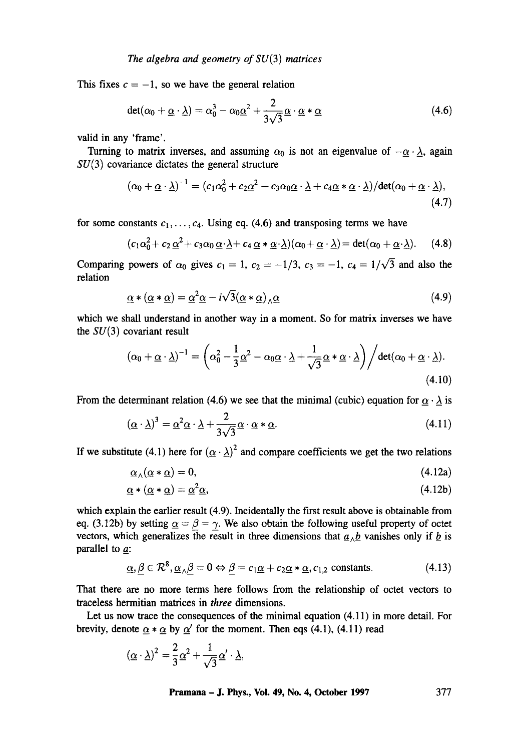This fixes $c = -1$, so we have the general relation

$$\det(\alpha_0 + \underline{\alpha} \cdot \underline{\lambda}) = \alpha_0^3 - \alpha_0 \underline{\alpha}^2 + \frac{2}{3\sqrt{3}} \underline{\alpha} \cdot \underline{\alpha} * \underline{\alpha} \tag{4.6}$$

valid in any 'frame'.

Turning to matrix inverses, and assuming $\alpha_0$ is not an eigenvalue of $-\underline{\alpha} \cdot \underline{\lambda}$, again $SU(3)$ covariance dictates the general structure

$$(\alpha_0 + \underline{\alpha} \cdot \underline{\lambda})^{-1} = (c_1 \alpha_0^2 + c_2 \underline{\alpha}^2 + c_3 \alpha_0 \underline{\alpha} \cdot \underline{\lambda} + c_4 \underline{\alpha} * \underline{\alpha} \cdot \underline{\lambda}) / \det(\alpha_0 + \underline{\alpha} \cdot \underline{\lambda}), \tag{4.7}$$

for some constants $c_1, \ldots, c_4$. Using eq. (4.6) and transposing terms we have

$$(c_1 \alpha_0^2 + c_2 \underline{\alpha}^2 + c_3 \alpha_0 \underline{\alpha} \cdot \underline{\lambda} + c_4 \underline{\alpha} * \underline{\alpha} \cdot \underline{\lambda})(\alpha_0 + \underline{\alpha} \cdot \underline{\lambda}) = \det(\alpha_0 + \underline{\alpha} \cdot \underline{\lambda}). \tag{4.8}$$

Comparing powers of $\alpha_0$ gives $c_1 = 1$, $c_2 = -1/3$, $c_3 = -1$, $c_4 = 1/\sqrt{3}$ and also the relation

$$\underline{\alpha} * (\underline{\alpha} * \underline{\alpha}) = \underline{\alpha}^2 \underline{\alpha} - i\sqrt{3} (\underline{\alpha} * \underline{\alpha})_\wedge \underline{\alpha} \tag{4.9}$$

which we shall understand in another way in a moment. So for matrix inverses we have the $SU(3)$ covariant result

$$(\alpha_0 + \underline{\alpha} \cdot \underline{\lambda})^{-1} = \left( \alpha_0^2 - \frac{1}{3} \underline{\alpha}^2 - \alpha_0 \underline{\alpha} \cdot \underline{\lambda} + \frac{1}{\sqrt{3}} \underline{\alpha} * \underline{\alpha} \cdot \underline{\lambda} \right) \Big/ \det(\alpha_0 + \underline{\alpha} \cdot \underline{\lambda}). \tag{4.10}$$

From the determinant relation (4.6) we see that the minimal (cubic) equation for $\underline{\alpha} \cdot \underline{\lambda}$ is

$$(\underline{\alpha} \cdot \underline{\lambda})^3 = \underline{\alpha}^2 \underline{\alpha} \cdot \underline{\lambda} + \frac{2}{3\sqrt{3}} \underline{\alpha} \cdot \underline{\alpha} * \underline{\alpha}. \tag{4.11}$$

If we substitute (4.1) here for $(\underline{\alpha} \cdot \underline{\lambda})^2$ and compare coefficients we get the two relations

$$\underline{\alpha}_\wedge (\underline{\alpha} * \underline{\alpha}) = 0, \tag{4.12a}$$

$$\underline{\alpha} * (\underline{\alpha} * \underline{\alpha}) = \underline{\alpha}^2 \underline{\alpha}, \tag{4.12b}$$

which explain the earlier result (4.9). Incidentally the first result above is obtainable from eq. (3.12b) by setting $\underline{\alpha} = \underline{\beta} = \underline{\gamma}$. We also obtain the following useful property of octet vectors, which generalizes the result in three dimensions that $\underline{a}_\wedge \underline{b}$ vanishes only if $\underline{b}$ is parallel to $\underline{a}$:

$$\underline{\alpha}, \underline{\beta} \in \mathcal{R}^8, \underline{\alpha}_\wedge \underline{\beta} = 0 \Leftrightarrow \underline{\beta} = c_1 \underline{\alpha} + c_2 \underline{\alpha} * \underline{\alpha}, c_{1,2} \text{ constants.} \tag{4.13}$$

That there are no more terms here follows from the relationship of octet vectors to traceless hermitian matrices in *three* dimensions.

Let us now trace the consequences of the minimal equation (4.11) in more detail. For brevity, denote $\underline{\alpha} * \underline{\alpha}$ by $\underline{\alpha}'$ for the moment. Then eqs (4.1), (4.11) read

$$(\underline{\alpha} \cdot \underline{\lambda})^2 = \frac{2}{3} \underline{\alpha}^2 + \frac{1}{\sqrt{3}} \underline{\alpha}' \cdot \underline{\lambda},$$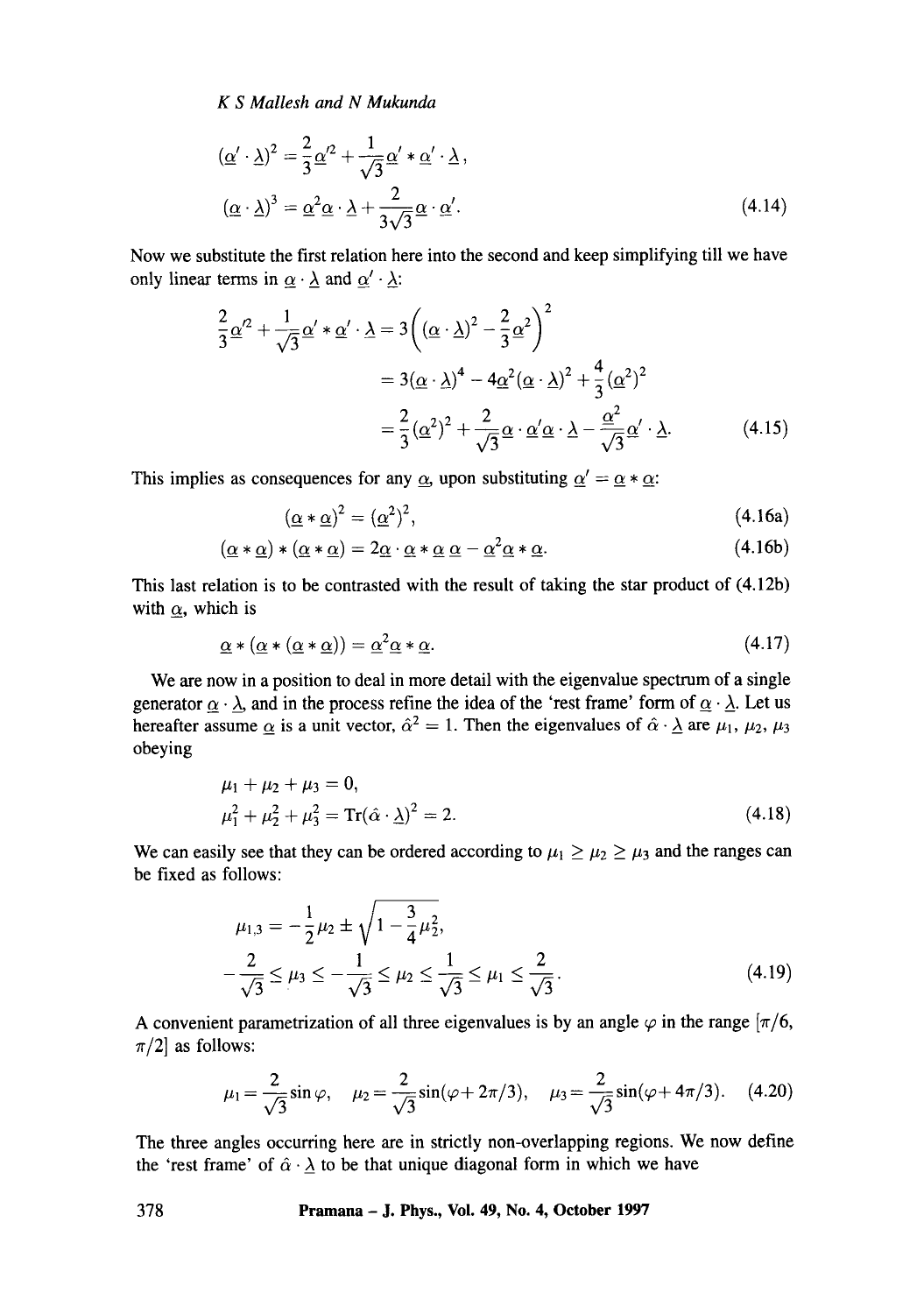$$(\underline{\alpha}' \cdot \underline{\lambda})^2 = \frac{2}{3}\underline{\alpha}'^2 + \frac{1}{\sqrt{3}}\underline{\alpha}' * \underline{\alpha}' \cdot \underline{\lambda},$$

$$(\underline{\alpha} \cdot \underline{\lambda})^3 = \underline{\alpha}^2 \underline{\alpha} \cdot \underline{\lambda} + \frac{2}{3\sqrt{3}}\underline{\alpha} \cdot \underline{\alpha}'. \tag{4.14}$$

Now we substitute the first relation here into the second and keep simplifying till we have only linear terms in $\underline{\alpha} \cdot \underline{\lambda}$ and $\underline{\alpha}' \cdot \underline{\lambda}$:

$$\begin{aligned}
\frac{2}{3}\underline{\alpha}'^2 + \frac{1}{\sqrt{3}}\underline{\alpha}' * \underline{\alpha}' \cdot \underline{\lambda} &= 3\left((\underline{\alpha} \cdot \underline{\lambda})^2 - \frac{2}{3}\underline{\alpha}^2\right)^2 \\
&= 3(\underline{\alpha} \cdot \underline{\lambda})^4 - 4\underline{\alpha}^2 (\underline{\alpha} \cdot \underline{\lambda})^2 + \frac{4}{3}(\underline{\alpha}^2)^2 \\
&= \frac{2}{3}(\underline{\alpha}^2)^2 + \frac{2}{\sqrt{3}}\underline{\alpha} \cdot \underline{\alpha}' \underline{\alpha} \cdot \underline{\lambda} - \frac{\underline{\alpha}^2}{\sqrt{3}}\underline{\alpha}' \cdot \underline{\lambda}.
\end{aligned} \tag{4.15}$$

This implies as consequences for any $\underline{\alpha}$, upon substituting $\underline{\alpha}' = \underline{\alpha} * \underline{\alpha}$:

$$(\underline{\alpha} * \underline{\alpha})^2 = (\underline{\alpha}^2)^2, \tag{4.16a}$$

$$(\underline{\alpha} * \underline{\alpha}) * (\underline{\alpha} * \underline{\alpha}) = 2\underline{\alpha} \cdot \underline{\alpha} * \underline{\alpha}\, \underline{\alpha} - \underline{\alpha}^2 \underline{\alpha} * \underline{\alpha}. \tag{4.16b}$$

This last relation is to be contrasted with the result of taking the star product of (4.12b) with $\underline{\alpha}$, which is

$$\underline{\alpha} * (\underline{\alpha} * (\underline{\alpha} * \underline{\alpha})) = \underline{\alpha}^2 \underline{\alpha} * \underline{\alpha}. \tag{4.17}$$

We are now in a position to deal in more detail with the eigenvalue spectrum of a single generator $\underline{\alpha} \cdot \underline{\lambda}$, and in the process refine the idea of the 'rest frame' form of $\underline{\alpha} \cdot \underline{\lambda}$. Let us hereafter assume $\underline{\alpha}$ is a unit vector, $\hat{\alpha}^2 = 1$. Then the eigenvalues of $\hat{\alpha} \cdot \underline{\lambda}$ are $\mu_1$, $\mu_2$, $\mu_3$ obeying

$$\begin{aligned}
&\mu_1 + \mu_2 + \mu_3 = 0, \\
&\mu_1^2 + \mu_2^2 + \mu_3^2 = \mathrm{Tr}(\hat{\alpha} \cdot \underline{\lambda})^2 = 2.
\end{aligned} \tag{4.18}$$

We can easily see that they can be ordered according to $\mu_1 \geq \mu_2 \geq \mu_3$ and the ranges can be fixed as follows:

$$\begin{aligned}
&\mu_{1,3} = -\frac{1}{2}\mu_2 \pm \sqrt{1 - \frac{3}{4}\mu_2^2}, \\
&-\frac{2}{\sqrt{3}} \leq \mu_3 \leq -\frac{1}{\sqrt{3}} \leq \mu_2 \leq \frac{1}{\sqrt{3}} \leq \mu_1 \leq \frac{2}{\sqrt{3}}.
\end{aligned} \tag{4.19}$$

A convenient parametrization of all three eigenvalues is by an angle $\varphi$ in the range $[\pi/6, \pi/2]$ as follows:

$$\mu_1 = \frac{2}{\sqrt{3}}\sin\varphi, \quad \mu_2 = \frac{2}{\sqrt{3}}\sin(\varphi + 2\pi/3), \quad \mu_3 = \frac{2}{\sqrt{3}}\sin(\varphi + 4\pi/3). \tag{4.20}$$

The three angles occurring here are in strictly non-overlapping regions. We now define the 'rest frame' of $\hat{\alpha} \cdot \underline{\lambda}$ to be that unique diagonal form in which we have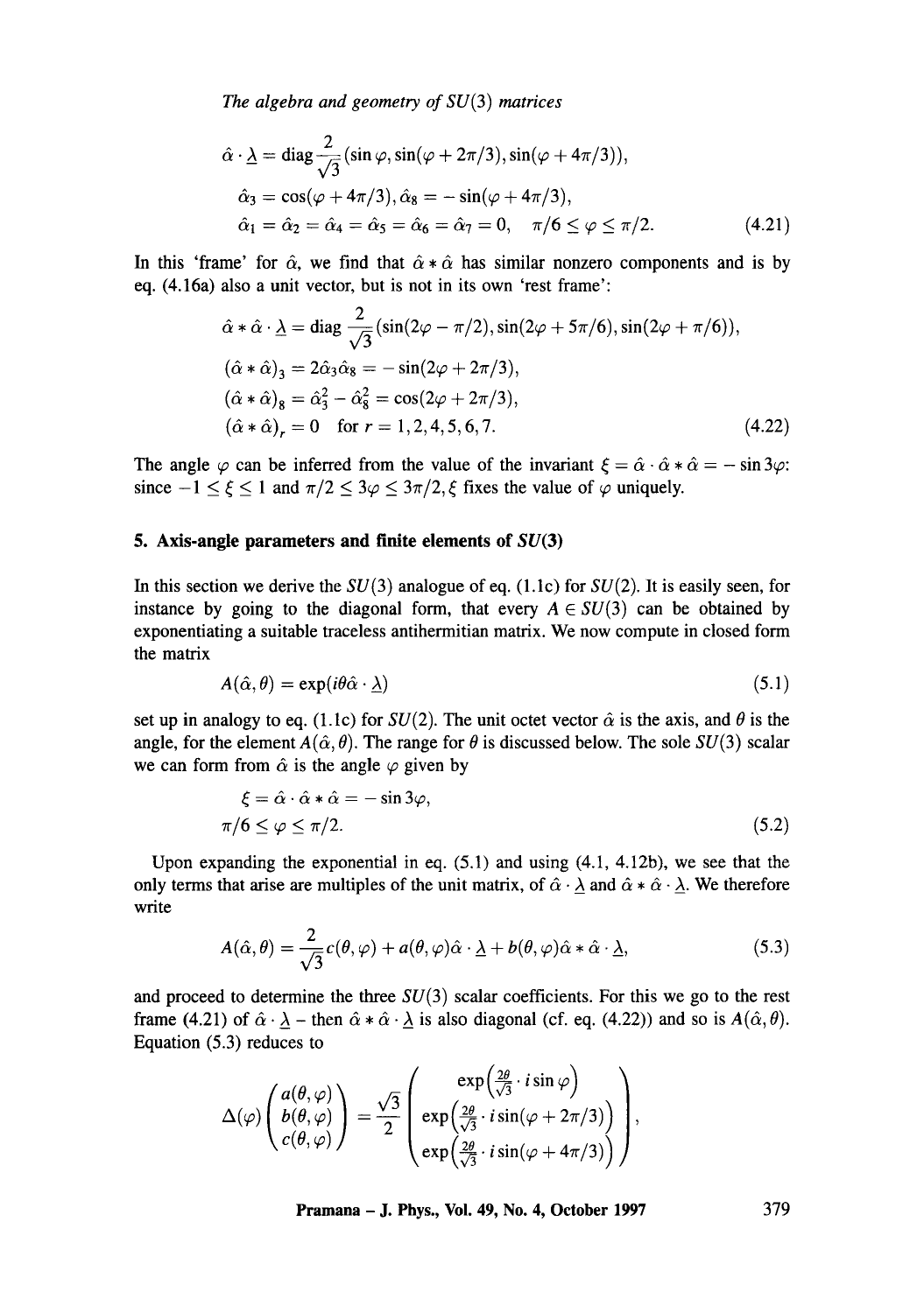$$\hat{\alpha} \cdot \underline{\lambda} = \text{diag} \frac{2}{\sqrt{3}} (\sin\varphi, \sin(\varphi + 2\pi/3), \sin(\varphi + 4\pi/3)),$$

$$\hat{\alpha}_3 = \cos(\varphi + 4\pi/3), \hat{\alpha}_8 = -\sin(\varphi + 4\pi/3),$$

$$\hat{\alpha}_1 = \hat{\alpha}_2 = \hat{\alpha}_4 = \hat{\alpha}_5 = \hat{\alpha}_6 = \hat{\alpha}_7 = 0, \quad \pi/6 \leq \varphi \leq \pi/2. \tag{4.21}$$

In this 'frame' for $\hat{\alpha}$, we find that $\hat{\alpha} * \hat{\alpha}$ has similar nonzero components and is by eq. (4.16a) also a unit vector, but is not in its own 'rest frame':

$$\hat{\alpha} * \hat{\alpha} \cdot \underline{\lambda} = \text{diag} \frac{2}{\sqrt{3}} (\sin(2\varphi - \pi/2), \sin(2\varphi + 5\pi/6), \sin(2\varphi + \pi/6)),$$

$$(\hat{\alpha} * \hat{\alpha})_3 = 2\hat{\alpha}_3\hat{\alpha}_8 = -\sin(2\varphi + 2\pi/3),$$

$$(\hat{\alpha} * \hat{\alpha})_8 = \hat{\alpha}_3^2 - \hat{\alpha}_8^2 = \cos(2\varphi + 2\pi/3),$$

$$(\hat{\alpha} * \hat{\alpha})_r = 0 \quad \text{for } r = 1, 2, 4, 5, 6, 7. \tag{4.22}$$

The angle $\varphi$ can be inferred from the value of the invariant $\xi = \hat{\alpha} \cdot \hat{\alpha} * \hat{\alpha} = -\sin 3\varphi$: since $-1 \leq \xi \leq 1$ and $\pi/2 \leq 3\varphi \leq 3\pi/2$, $\xi$ fixes the value of $\varphi$ uniquely.

## 5. Axis-angle parameters and finite elements of $SU(3)$

In this section we derive the $SU(3)$ analogue of eq. (1.1c) for $SU(2)$. It is easily seen, for instance by going to the diagonal form, that every $A \in SU(3)$ can be obtained by exponentiating a suitable traceless antihermitian matrix. We now compute in closed form the matrix

$$A(\hat{\alpha}, \theta) = \exp(i\theta\hat{\alpha} \cdot \underline{\lambda}) \tag{5.1}$$

set up in analogy to eq. (1.1c) for $SU(2)$. The unit octet vector $\hat{\alpha}$ is the axis, and $\theta$ is the angle, for the element $A(\hat{\alpha}, \theta)$. The range for $\theta$ is discussed below. The sole $SU(3)$ scalar we can form from $\hat{\alpha}$ is the angle $\varphi$ given by

$$\xi = \hat{\alpha} \cdot \hat{\alpha} * \hat{\alpha} = -\sin 3\varphi,$$

$$\pi/6 \leq \varphi \leq \pi/2. \tag{5.2}$$

Upon expanding the exponential in eq. (5.1) and using (4.1, 4.12b), we see that the only terms that arise are multiples of the unit matrix, of $\hat{\alpha} \cdot \underline{\lambda}$ and $\hat{\alpha} * \hat{\alpha} \cdot \underline{\lambda}$. We therefore write

$$A(\hat{\alpha}, \theta) = \frac{2}{\sqrt{3}} c(\theta, \varphi) + a(\theta, \varphi)\hat{\alpha} \cdot \underline{\lambda} + b(\theta, \varphi)\hat{\alpha} * \hat{\alpha} \cdot \underline{\lambda}, \tag{5.3}$$

and proceed to determine the three $SU(3)$ scalar coefficients. For this we go to the rest frame (4.21) of $\hat{\alpha} \cdot \underline{\lambda}$ – then $\hat{\alpha} * \hat{\alpha} \cdot \underline{\lambda}$ is also diagonal (cf. eq. (4.22)) and so is $A(\hat{\alpha}, \theta)$. Equation (5.3) reduces to

$$\Delta(\varphi) \begin{pmatrix} a(\theta, \varphi) \\ b(\theta, \varphi) \\ c(\theta, \varphi) \end{pmatrix} = \frac{\sqrt{3}}{2} \begin{pmatrix} \exp\left(\frac{2\theta}{\sqrt{3}} \cdot i \sin\varphi\right) \\ \exp\left(\frac{2\theta}{\sqrt{3}} \cdot i \sin(\varphi + 2\pi/3)\right) \\ \exp\left(\frac{2\theta}{\sqrt{3}} \cdot i \sin(\varphi + 4\pi/3)\right) \end{pmatrix},$$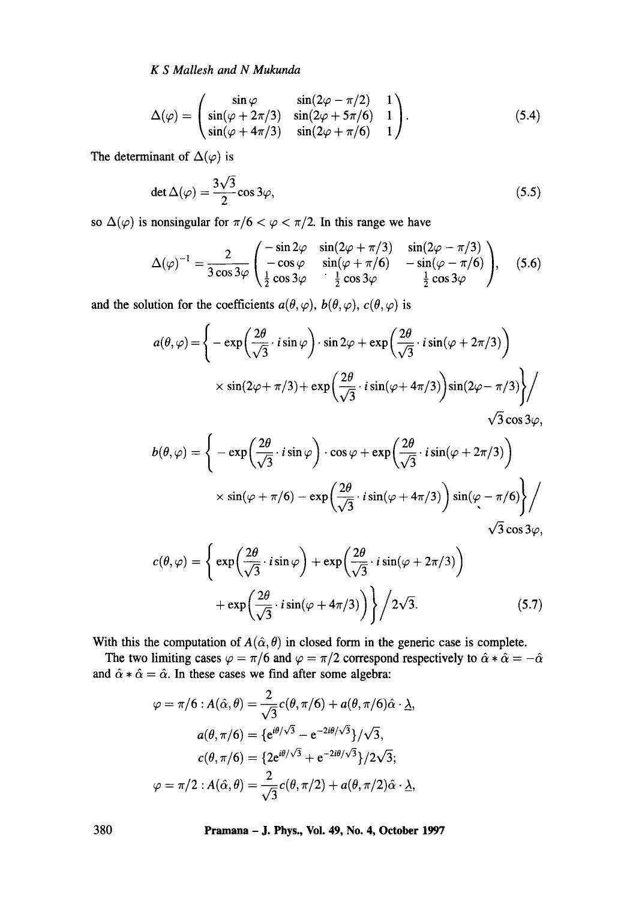$$\Delta(\varphi) = \begin{pmatrix} \sin\varphi & \sin(2\varphi - \pi/2) & 1 \\ \sin(\varphi + 2\pi/3) & \sin(2\varphi + 5\pi/6) & 1 \\ \sin(\varphi + 4\pi/3) & \sin(2\varphi + \pi/6) & 1 \end{pmatrix}. \tag{5.4}$$

The determinant of $\Delta(\varphi)$ is

$$\det \Delta(\varphi) = \frac{3\sqrt{3}}{2}\cos 3\varphi, \tag{5.5}$$

so $\Delta(\varphi)$ is nonsingular for $\pi/6 < \varphi < \pi/2$. In this range we have

$$\Delta(\varphi)^{-1} = \frac{2}{3\cos 3\varphi}\begin{pmatrix} -\sin 2\varphi & \sin(2\varphi + \pi/3) & \sin(2\varphi - \pi/3) \\ -\cos\varphi & \sin(\varphi + \pi/6) & -\sin(\varphi - \pi/6) \\ \frac{1}{2}\cos 3\varphi & \frac{1}{2}\cos 3\varphi & \frac{1}{2}\cos 3\varphi \end{pmatrix}, \tag{5.6}$$

and the solution for the coefficients $a(\theta,\varphi)$, $b(\theta,\varphi)$, $c(\theta,\varphi)$ is

$$\begin{aligned}
a(\theta,\varphi) = \Bigg\{ &-\exp\left(\frac{2\theta}{\sqrt{3}}\cdot i\sin\varphi\right)\cdot \sin 2\varphi + \exp\left(\frac{2\theta}{\sqrt{3}}\cdot i\sin(\varphi + 2\pi/3)\right) \\
&\times \sin(2\varphi + \pi/3) + \exp\left(\frac{2\theta}{\sqrt{3}}\cdot i\sin(\varphi + 4\pi/3)\right)\sin(2\varphi - \pi/3)\Bigg\}\Bigg/ \\
&\sqrt{3}\cos 3\varphi,
\end{aligned}$$

$$\begin{aligned}
b(\theta,\varphi) = \Bigg\{ &-\exp\left(\frac{2\theta}{\sqrt{3}}\cdot i\sin\varphi\right)\cdot \cos\varphi + \exp\left(\frac{2\theta}{\sqrt{3}}\cdot i\sin(\varphi + 2\pi/3)\right) \\
&\times \sin(\varphi + \pi/6) - \exp\left(\frac{2\theta}{\sqrt{3}}\cdot i\sin(\varphi + 4\pi/3)\right)\sin(\varphi - \pi/6)\Bigg\}\Bigg/ \\
&\sqrt{3}\cos 3\varphi,
\end{aligned}$$

$$\begin{aligned}
c(\theta,\varphi) = \Bigg\{ &\exp\left(\frac{2\theta}{\sqrt{3}}\cdot i\sin\varphi\right) + \exp\left(\frac{2\theta}{\sqrt{3}}\cdot i\sin(\varphi + 2\pi/3)\right) \\
&+ \exp\left(\frac{2\theta}{\sqrt{3}}\cdot i\sin(\varphi + 4\pi/3)\right)\Bigg\}\Bigg/ 2\sqrt{3}.
\end{aligned} \tag{5.7}$$

With this the computation of $A(\hat{\alpha},\theta)$ in closed form in the generic case is complete.

The two limiting cases $\varphi = \pi/6$ and $\varphi = \pi/2$ correspond respectively to $\hat{\alpha} * \hat{\alpha} = -\hat{\alpha}$ and $\hat{\alpha} * \hat{\alpha} = \hat{\alpha}$. In these cases we find after some algebra:

$$\begin{aligned}
\varphi = \pi/6 : A(\hat{\alpha},\theta) &= \frac{2}{\sqrt{3}}c(\theta,\pi/6) + a(\theta,\pi/6)\hat{\alpha}\cdot \underset{\sim}{\lambda}, \\
a(\theta,\pi/6) &= \{e^{i\theta/\sqrt{3}} - e^{-2i\theta/\sqrt{3}}\}/\sqrt{3}, \\
c(\theta,\pi/6) &= \{2e^{i\theta/\sqrt{3}} + e^{-2i\theta/\sqrt{3}}\}/2\sqrt{3}; \\
\varphi = \pi/2 : A(\hat{\alpha},\theta) &= \frac{2}{\sqrt{3}}c(\theta,\pi/2) + a(\theta,\pi/2)\hat{\alpha}\cdot \underset{\sim}{\lambda},
\end{aligned}$$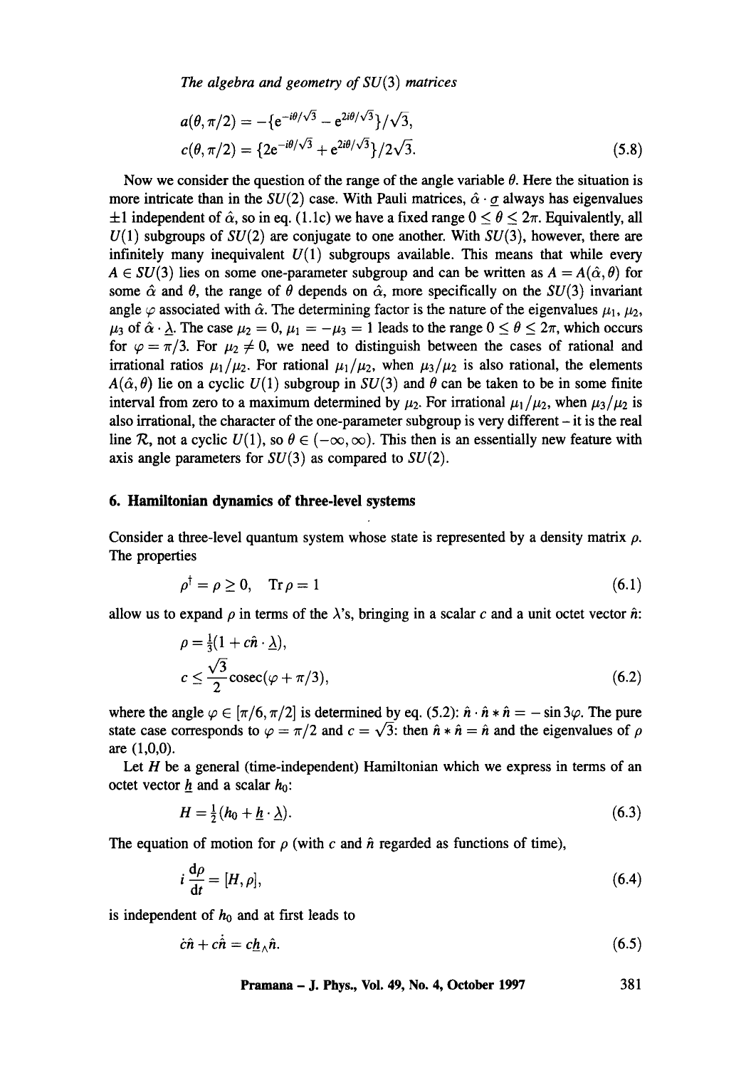$$a(\theta, \pi/2) = -\{e^{-i\theta/\sqrt{3}} - e^{2i\theta/\sqrt{3}}\}/\sqrt{3},$$

$$c(\theta, \pi/2) = \{2e^{-i\theta/\sqrt{3}} + e^{2i\theta/\sqrt{3}}\}/2\sqrt{3}. \tag{5.8}$$

Now we consider the question of the range of the angle variable $\theta$. Here the situation is more intricate than in the $SU(2)$ case. With Pauli matrices, $\hat{\alpha} \cdot \underline{\sigma}$ always has eigenvalues $\pm 1$ independent of $\hat{\alpha}$, so in eq. (1.1c) we have a fixed range $0 \leq \theta \leq 2\pi$. Equivalently, all $U(1)$ subgroups of $SU(2)$ are conjugate to one another. With $SU(3)$, however, there are infinitely many inequivalent $U(1)$ subgroups available. This means that while every $A \in SU(3)$ lies on some one-parameter subgroup and can be written as $A = A(\hat{\alpha}, \theta)$ for some $\hat{\alpha}$ and $\theta$, the range of $\theta$ depends on $\hat{\alpha}$, more specifically on the $SU(3)$ invariant angle $\varphi$ associated with $\hat{\alpha}$. The determining factor is the nature of the eigenvalues $\mu_1$, $\mu_2$, $\mu_3$ of $\hat{\alpha} \cdot \underline{\lambda}$. The case $\mu_2 = 0$, $\mu_1 = -\mu_3 = 1$ leads to the range $0 \leq \theta \leq 2\pi$, which occurs for $\varphi = \pi/3$. For $\mu_2 \neq 0$, we need to distinguish between the cases of rational and irrational ratios $\mu_1/\mu_2$. For rational $\mu_1/\mu_2$, when $\mu_3/\mu_2$ is also rational, the elements $A(\hat{\alpha}, \theta)$ lie on a cyclic $U(1)$ subgroup in $SU(3)$ and $\theta$ can be taken to be in some finite interval from zero to a maximum determined by $\mu_2$. For irrational $\mu_1/\mu_2$, when $\mu_3/\mu_2$ is also irrational, the character of the one-parameter subgroup is very different – it is the real line $\mathcal{R}$, not a cyclic $U(1)$, so $\theta \in (-\infty, \infty)$. This then is an essentially new feature with axis angle parameters for $SU(3)$ as compared to $SU(2)$.

## 6. Hamiltonian dynamics of three-level systems

Consider a three-level quantum system whose state is represented by a density matrix $\rho$. The properties

$$\rho^{\dagger} = \rho \geq 0, \quad \mathrm{Tr}\,\rho = 1 \tag{6.1}$$

allow us to expand $\rho$ in terms of the $\lambda$'s, bringing in a scalar $c$ and a unit octet vector $\hat{n}$:

$$\rho = \tfrac{1}{3}(1 + c\hat{n} \cdot \underline{\lambda}),$$

$$c \leq \frac{\sqrt{3}}{2}\mathrm{cosec}(\varphi + \pi/3), \tag{6.2}$$

where the angle $\varphi \in [\pi/6, \pi/2]$ is determined by eq. (5.2): $\hat{n} \cdot \hat{n} * \hat{n} = -\sin 3\varphi$. The pure state case corresponds to $\varphi = \pi/2$ and $c = \sqrt{3}$: then $\hat{n} * \hat{n} = \hat{n}$ and the eigenvalues of $\rho$ are (1,0,0).

Let $H$ be a general (time-independent) Hamiltonian which we express in terms of an octet vector $\underline{h}$ and a scalar $h_0$:

$$H = \tfrac{1}{2}(h_0 + \underline{h} \cdot \underline{\lambda}). \tag{6.3}$$

The equation of motion for $\rho$ (with $c$ and $\hat{n}$ regarded as functions of time),

$$i\frac{\mathrm{d}\rho}{\mathrm{d}t} = [H, \rho], \tag{6.4}$$

is independent of $h_0$ and at first leads to

$$\dot{c}\hat{n} + c\dot{\hat{n}} = c\underline{h}_{\wedge}\hat{n}. \tag{6.5}$$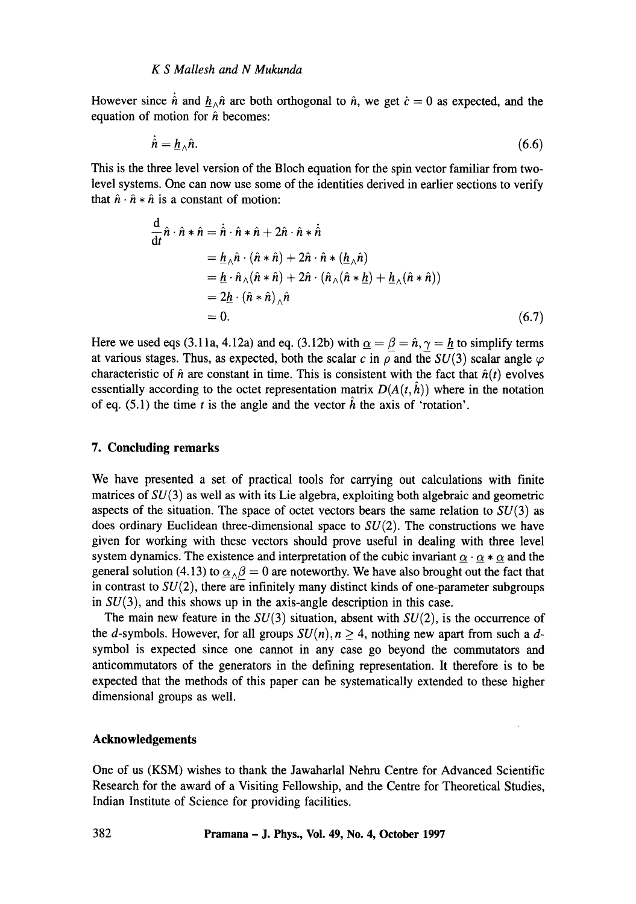However since $\dot{\hat{n}}$ and $\underline{h}_{\wedge}\hat{n}$ are both orthogonal to $\hat{n}$, we get $\dot{c} = 0$ as expected, and the equation of motion for $\hat{n}$ becomes:

$$\dot{\hat{n}} = \underline{h}_{\wedge}\hat{n}. \tag{6.6}$$

This is the three level version of the Bloch equation for the spin vector familiar from two-level systems. One can now use some of the identities derived in earlier sections to verify that $\hat{n} \cdot \hat{n} * \hat{n}$ is a constant of motion:

$$\begin{aligned}
\frac{\mathrm{d}}{\mathrm{d}t}\hat{n} \cdot \hat{n} * \hat{n} &= \dot{\hat{n}} \cdot \hat{n} * \hat{n} + 2\hat{n} \cdot \hat{n} * \dot{\hat{n}} \\
&= \underline{h}_{\wedge}\hat{n} \cdot (\hat{n} * \hat{n}) + 2\hat{n} \cdot \hat{n} * (\underline{h}_{\wedge}\hat{n}) \\
&= \underline{h} \cdot \hat{n}_{\wedge}(\hat{n} * \hat{n}) + 2\hat{n} \cdot (\hat{n}_{\wedge}(\hat{n} * \underline{h}) + \underline{h}_{\wedge}(\hat{n} * \hat{n})) \\
&= 2\underline{h} \cdot (\hat{n} * \hat{n})_{\wedge}\hat{n} \\
&= 0.
\end{aligned} \tag{6.7}$$

Here we used eqs (3.11a, 4.12a) and eq. (3.12b) with $\underline{\alpha} = \underline{\beta} = \hat{n}, \underline{\gamma} = \underline{h}$ to simplify terms at various stages. Thus, as expected, both the scalar $c$ in $\rho$ and the $SU(3)$ scalar angle $\varphi$ characteristic of $\hat{n}$ are constant in time. This is consistent with the fact that $\hat{n}(t)$ evolves essentially according to the octet representation matrix $D(A(t, \hat{h}))$ where in the notation of eq. (5.1) the time $t$ is the angle and the vector $\hat{h}$ the axis of 'rotation'.

## 7. Concluding remarks

We have presented a set of practical tools for carrying out calculations with finite matrices of $SU(3)$ as well as with its Lie algebra, exploiting both algebraic and geometric aspects of the situation. The space of octet vectors bears the same relation to $SU(3)$ as does ordinary Euclidean three-dimensional space to $SU(2)$. The constructions we have given for working with these vectors should prove useful in dealing with three level system dynamics. The existence and interpretation of the cubic invariant $\underline{\alpha} \cdot \underline{\alpha} * \underline{\alpha}$ and the general solution (4.13) to $\underline{\alpha}_{\wedge}\underline{\beta} = 0$ are noteworthy. We have also brought out the fact that in contrast to $SU(2)$, there are infinitely many distinct kinds of one-parameter subgroups in $SU(3)$, and this shows up in the axis-angle description in this case.

The main new feature in the $SU(3)$ situation, absent with $SU(2)$, is the occurrence of the $d$-symbols. However, for all groups $SU(n), n \geq 4$, nothing new apart from such a $d$-symbol is expected since one cannot in any case go beyond the commutators and anticommutators of the generators in the defining representation. It therefore is to be expected that the methods of this paper can be systematically extended to these higher dimensional groups as well.

## Acknowledgements

One of us (KSM) wishes to thank the Jawaharlal Nehru Centre for Advanced Scientific Research for the award of a Visiting Fellowship, and the Centre for Theoretical Studies, Indian Institute of Science for providing facilities.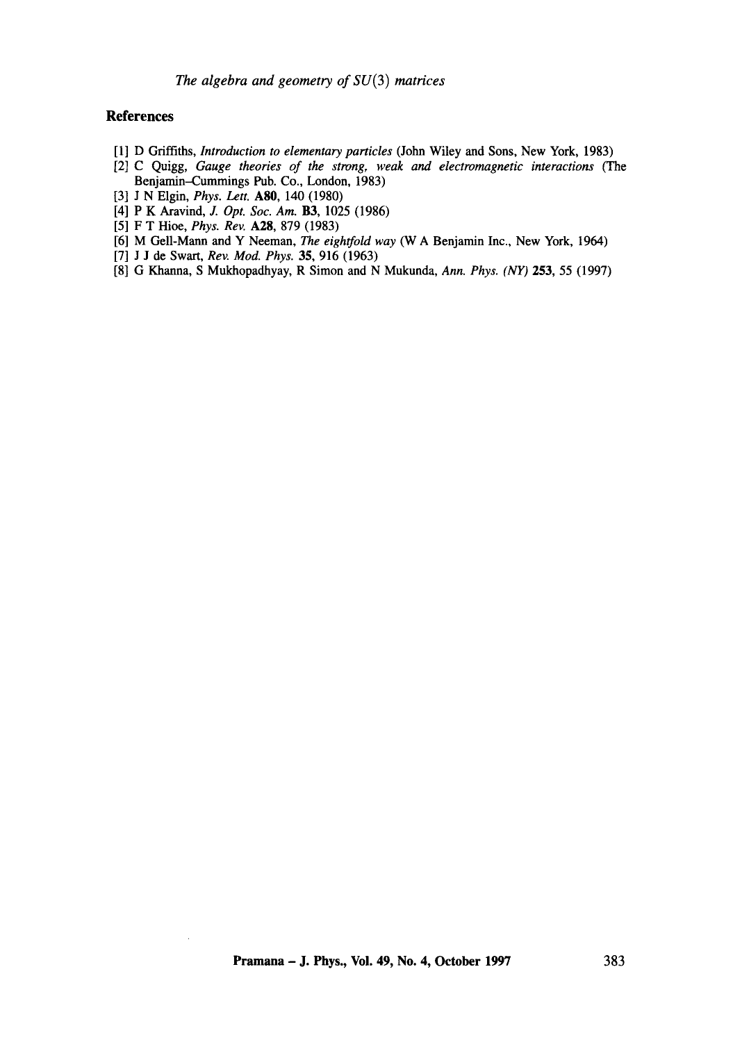## References

[1] D Griffiths, *Introduction to elementary particles* (John Wiley and Sons, New York, 1983)
[2] C Quigg, *Gauge theories of the strong, weak and electromagnetic interactions* (The Benjamin–Cummings Pub. Co., London, 1983)
[3] J N Elgin, *Phys. Lett.* **A80**, 140 (1980)
[4] P K Aravind, *J. Opt. Soc. Am.* **B3**, 1025 (1986)
[5] F T Hioe, *Phys. Rev.* **A28**, 879 (1983)
[6] M Gell-Mann and Y Neeman, *The eightfold way* (W A Benjamin Inc., New York, 1964)
[7] J J de Swart, *Rev. Mod. Phys.* **35**, 916 (1963)
[8] G Khanna, S Mukhopadhyay, R Simon and N Mukunda, *Ann. Phys. (NY)* **253**, 55 (1997)